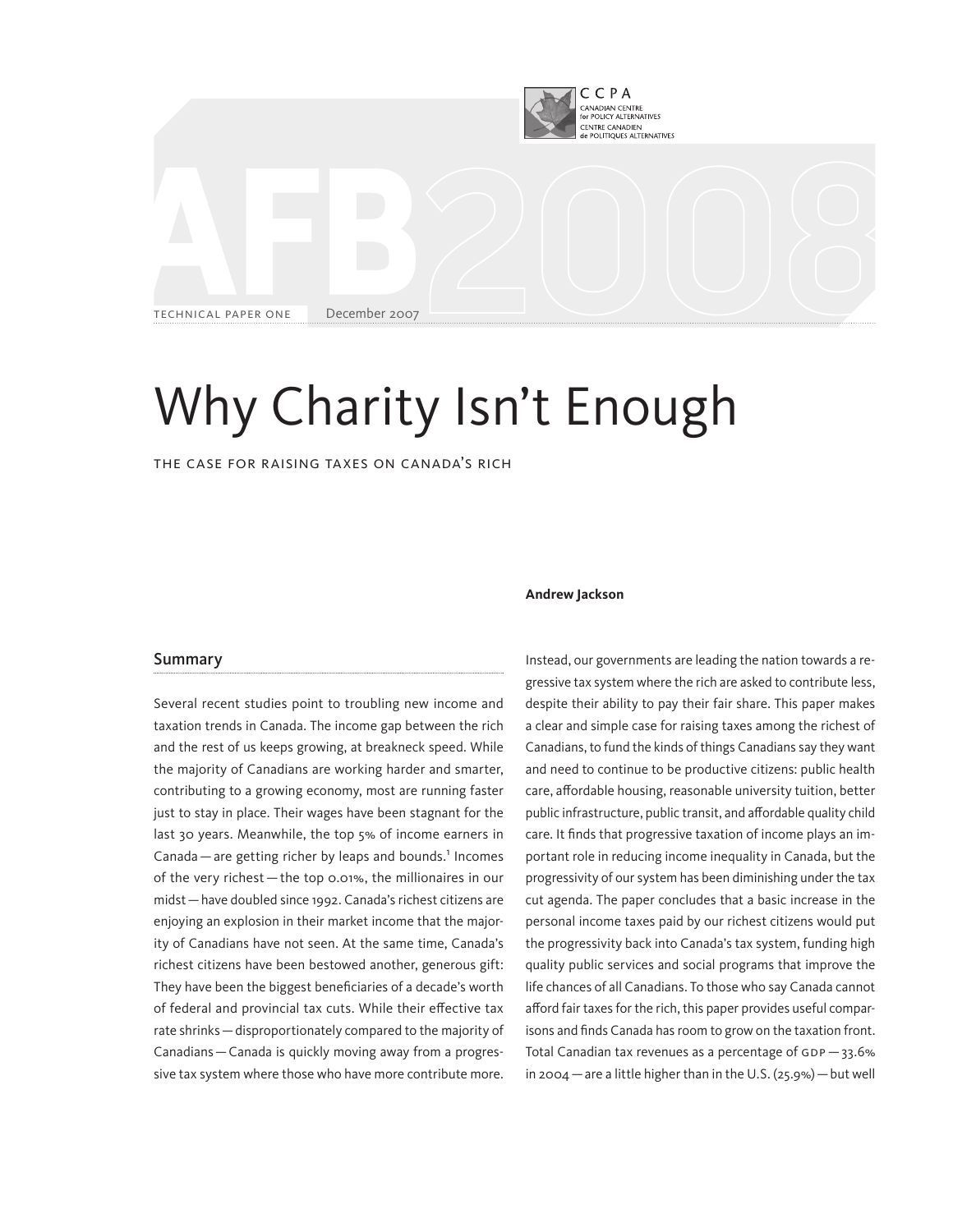CCPA
CANADIAN CENTRE for POLICY ALTERNATIVES
CENTRE CANADIEN de POLITIQUES ALTERNATIVES

AFB2008

TECHNICAL PAPER ONE December 2007

# Why Charity Isn't Enough

THE CASE FOR RAISING TAXES ON CANADA'S RICH

**Andrew Jackson**

## Summary

Several recent studies point to troubling new income and taxation trends in Canada. The income gap between the rich and the rest of us keeps growing, at breakneck speed. While the majority of Canadians are working harder and smarter, contributing to a growing economy, most are running faster just to stay in place. Their wages have been stagnant for the last 30 years. Meanwhile, the top 5% of income earners in Canada — are getting richer by leaps and bounds.[1] Incomes of the very richest — the top 0.01%, the millionaires in our midst — have doubled since 1992. Canada's richest citizens are enjoying an explosion in their market income that the majority of Canadians have not seen. At the same time, Canada's richest citizens have been bestowed another, generous gift: They have been the biggest beneficiaries of a decade's worth of federal and provincial tax cuts. While their effective tax rate shrinks — disproportionately compared to the majority of Canadians — Canada is quickly moving away from a progressive tax system where those who have more contribute more. Instead, our governments are leading the nation towards a regressive tax system where the rich are asked to contribute less, despite their ability to pay their fair share. This paper makes a clear and simple case for raising taxes among the richest of Canadians, to fund the kinds of things Canadians say they want and need to continue to be productive citizens: public health care, affordable housing, reasonable university tuition, better public infrastructure, public transit, and affordable quality child care. It finds that progressive taxation of income plays an important role in reducing income inequality in Canada, but the progressivity of our system has been diminishing under the tax cut agenda. The paper concludes that a basic increase in the personal income taxes paid by our richest citizens would put the progressivity back into Canada's tax system, funding high quality public services and social programs that improve the life chances of all Canadians. To those who say Canada cannot afford fair taxes for the rich, this paper provides useful comparisons and finds Canada has room to grow on the taxation front. Total Canadian tax revenues as a percentage of GDP — 33.6% in 2004 — are a little higher than in the U.S. (25.9%) — but well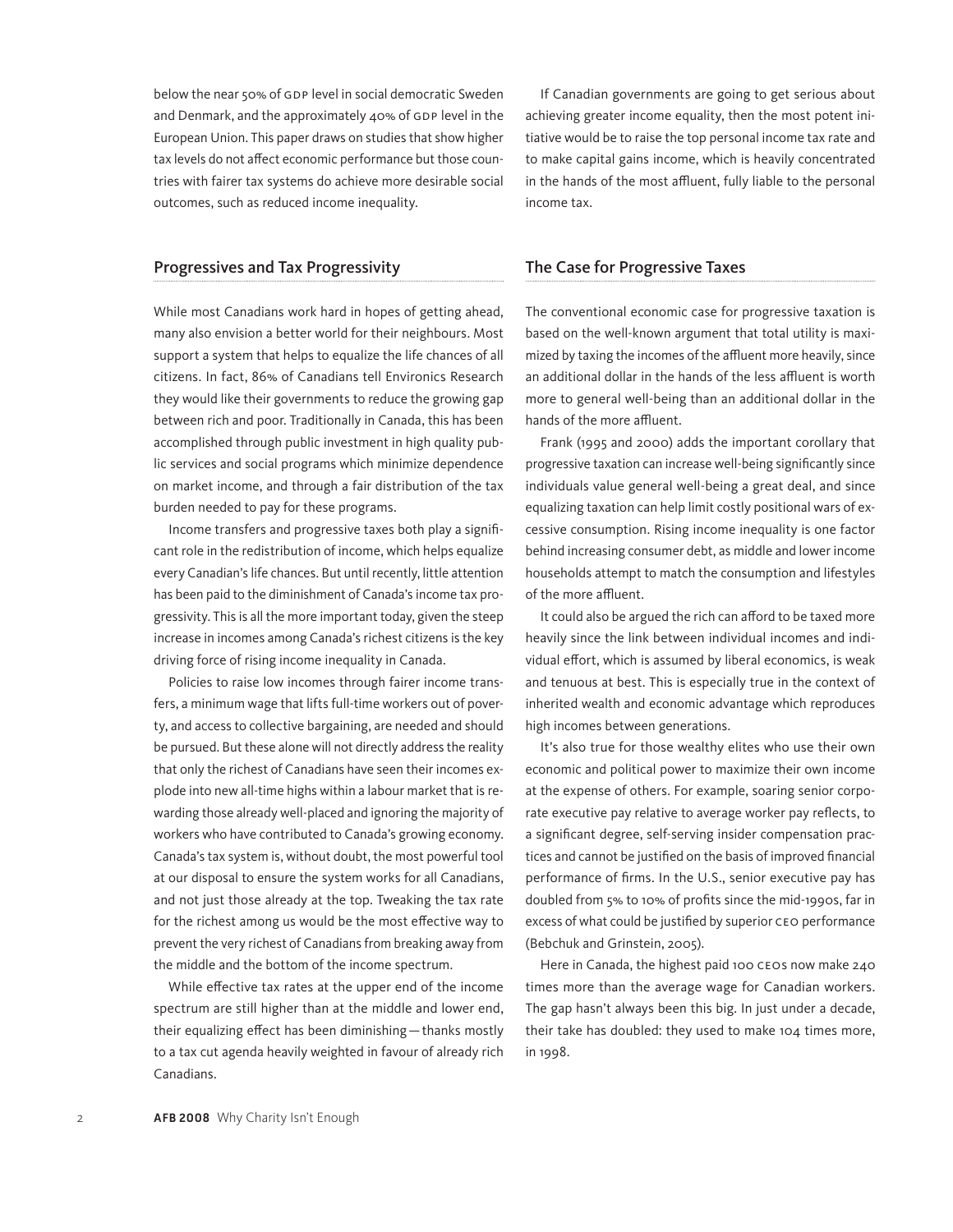below the near 50% of GDP level in social democratic Sweden and Denmark, and the approximately 40% of GDP level in the European Union. This paper draws on studies that show higher tax levels do not affect economic performance but those countries with fairer tax systems do achieve more desirable social outcomes, such as reduced income inequality.

If Canadian governments are going to get serious about achieving greater income equality, then the most potent initiative would be to raise the top personal income tax rate and to make capital gains income, which is heavily concentrated in the hands of the most affluent, fully liable to the personal income tax.

## Progressives and Tax Progressivity

While most Canadians work hard in hopes of getting ahead, many also envision a better world for their neighbours. Most support a system that helps to equalize the life chances of all citizens. In fact, 86% of Canadians tell Environics Research they would like their governments to reduce the growing gap between rich and poor. Traditionally in Canada, this has been accomplished through public investment in high quality public services and social programs which minimize dependence on market income, and through a fair distribution of the tax burden needed to pay for these programs.

Income transfers and progressive taxes both play a significant role in the redistribution of income, which helps equalize every Canadian's life chances. But until recently, little attention has been paid to the diminishment of Canada's income tax progressivity. This is all the more important today, given the steep increase in incomes among Canada's richest citizens is the key driving force of rising income inequality in Canada.

Policies to raise low incomes through fairer income transfers, a minimum wage that lifts full-time workers out of poverty, and access to collective bargaining, are needed and should be pursued. But these alone will not directly address the reality that only the richest of Canadians have seen their incomes explode into new all-time highs within a labour market that is rewarding those already well-placed and ignoring the majority of workers who have contributed to Canada's growing economy. Canada's tax system is, without doubt, the most powerful tool at our disposal to ensure the system works for all Canadians, and not just those already at the top. Tweaking the tax rate for the richest among us would be the most effective way to prevent the very richest of Canadians from breaking away from the middle and the bottom of the income spectrum.

While effective tax rates at the upper end of the income spectrum are still higher than at the middle and lower end, their equalizing effect has been diminishing — thanks mostly to a tax cut agenda heavily weighted in favour of already rich Canadians.

## The Case for Progressive Taxes

The conventional economic case for progressive taxation is based on the well-known argument that total utility is maximized by taxing the incomes of the affluent more heavily, since an additional dollar in the hands of the less affluent is worth more to general well-being than an additional dollar in the hands of the more affluent.

Frank (1995 and 2000) adds the important corollary that progressive taxation can increase well-being significantly since individuals value general well-being a great deal, and since equalizing taxation can help limit costly positional wars of excessive consumption. Rising income inequality is one factor behind increasing consumer debt, as middle and lower income households attempt to match the consumption and lifestyles of the more affluent.

It could also be argued the rich can afford to be taxed more heavily since the link between individual incomes and individual effort, which is assumed by liberal economics, is weak and tenuous at best. This is especially true in the context of inherited wealth and economic advantage which reproduces high incomes between generations.

It's also true for those wealthy elites who use their own economic and political power to maximize their own income at the expense of others. For example, soaring senior corporate executive pay relative to average worker pay reflects, to a significant degree, self-serving insider compensation practices and cannot be justified on the basis of improved financial performance of firms. In the U.S., senior executive pay has doubled from 5% to 10% of profits since the mid-1990s, far in excess of what could be justified by superior CEO performance (Bebchuk and Grinstein, 2005).

Here in Canada, the highest paid 100 CEOs now make 240 times more than the average wage for Canadian workers. The gap hasn't always been this big. In just under a decade, their take has doubled: they used to make 104 times more, in 1998.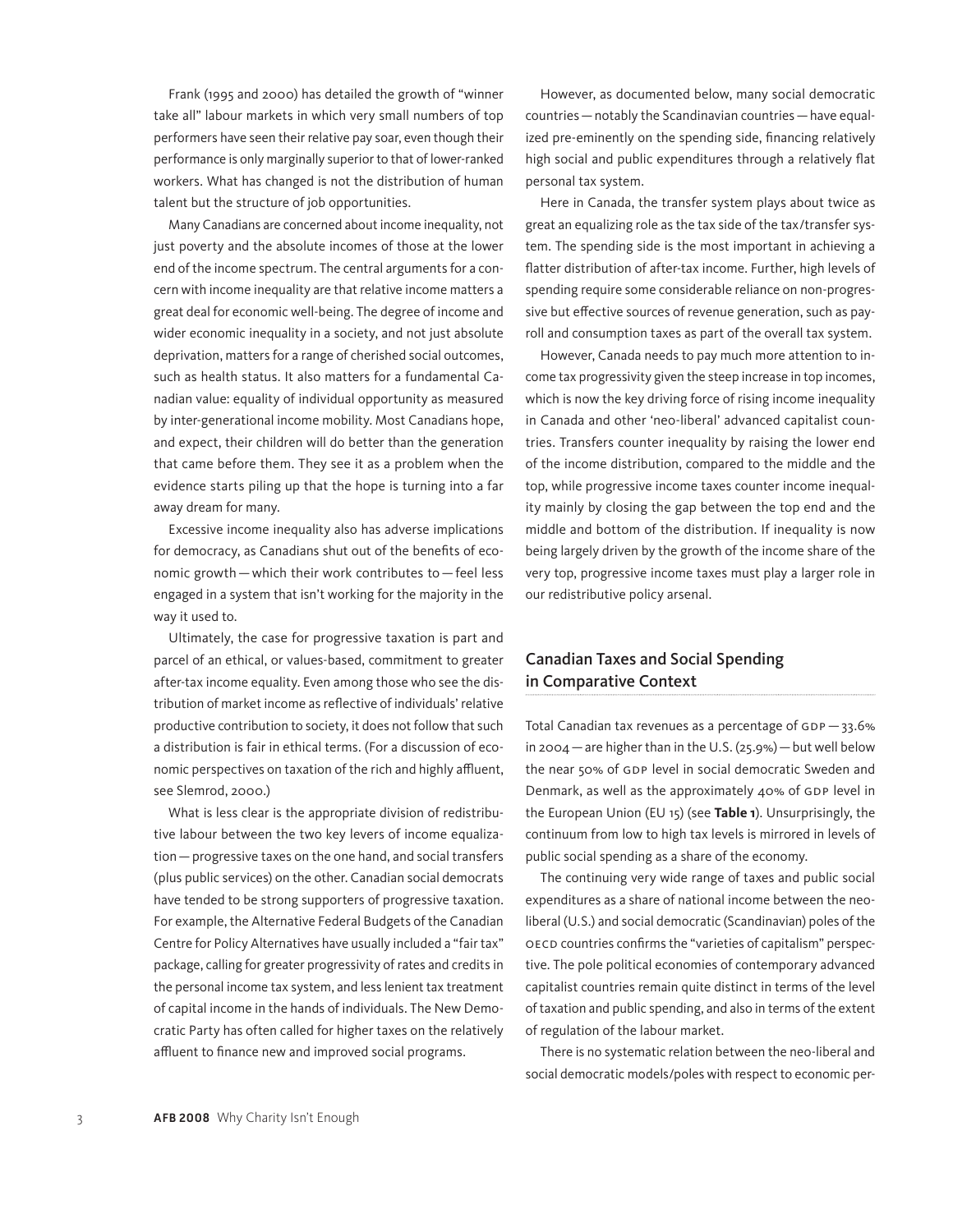Frank (1995 and 2000) has detailed the growth of "winner take all" labour markets in which very small numbers of top performers have seen their relative pay soar, even though their performance is only marginally superior to that of lower-ranked workers. What has changed is not the distribution of human talent but the structure of job opportunities.

Many Canadians are concerned about income inequality, not just poverty and the absolute incomes of those at the lower end of the income spectrum. The central arguments for a concern with income inequality are that relative income matters a great deal for economic well-being. The degree of income and wider economic inequality in a society, and not just absolute deprivation, matters for a range of cherished social outcomes, such as health status. It also matters for a fundamental Canadian value: equality of individual opportunity as measured by inter-generational income mobility. Most Canadians hope, and expect, their children will do better than the generation that came before them. They see it as a problem when the evidence starts piling up that the hope is turning into a far away dream for many.

Excessive income inequality also has adverse implications for democracy, as Canadians shut out of the benefits of economic growth — which their work contributes to — feel less engaged in a system that isn't working for the majority in the way it used to.

Ultimately, the case for progressive taxation is part and parcel of an ethical, or values-based, commitment to greater after-tax income equality. Even among those who see the distribution of market income as reflective of individuals' relative productive contribution to society, it does not follow that such a distribution is fair in ethical terms. (For a discussion of economic perspectives on taxation of the rich and highly affluent, see Slemrod, 2000.)

What is less clear is the appropriate division of redistributive labour between the two key levers of income equalization — progressive taxes on the one hand, and social transfers (plus public services) on the other. Canadian social democrats have tended to be strong supporters of progressive taxation. For example, the Alternative Federal Budgets of the Canadian Centre for Policy Alternatives have usually included a "fair tax" package, calling for greater progressivity of rates and credits in the personal income tax system, and less lenient tax treatment of capital income in the hands of individuals. The New Democratic Party has often called for higher taxes on the relatively affluent to finance new and improved social programs.

However, as documented below, many social democratic countries — notably the Scandinavian countries — have equalized pre-eminently on the spending side, financing relatively high social and public expenditures through a relatively flat personal tax system.

Here in Canada, the transfer system plays about twice as great an equalizing role as the tax side of the tax/transfer system. The spending side is the most important in achieving a flatter distribution of after-tax income. Further, high levels of spending require some considerable reliance on non-progressive but effective sources of revenue generation, such as payroll and consumption taxes as part of the overall tax system.

However, Canada needs to pay much more attention to income tax progressivity given the steep increase in top incomes, which is now the key driving force of rising income inequality in Canada and other 'neo-liberal' advanced capitalist countries. Transfers counter inequality by raising the lower end of the income distribution, compared to the middle and the top, while progressive income taxes counter income inequality mainly by closing the gap between the top end and the middle and bottom of the distribution. If inequality is now being largely driven by the growth of the income share of the very top, progressive income taxes must play a larger role in our redistributive policy arsenal.

## Canadian Taxes and Social Spending in Comparative Context

Total Canadian tax revenues as a percentage of GDP — 33.6% in 2004 — are higher than in the U.S. (25.9%) — but well below the near 50% of GDP level in social democratic Sweden and Denmark, as well as the approximately 40% of GDP level in the European Union (EU 15) (see **Table 1**). Unsurprisingly, the continuum from low to high tax levels is mirrored in levels of public social spending as a share of the economy.

The continuing very wide range of taxes and public social expenditures as a share of national income between the neo-liberal (U.S.) and social democratic (Scandinavian) poles of the OECD countries confirms the "varieties of capitalism" perspective. The pole political economies of contemporary advanced capitalist countries remain quite distinct in terms of the level of taxation and public spending, and also in terms of the extent of regulation of the labour market.

There is no systematic relation between the neo-liberal and social democratic models/poles with respect to economic per-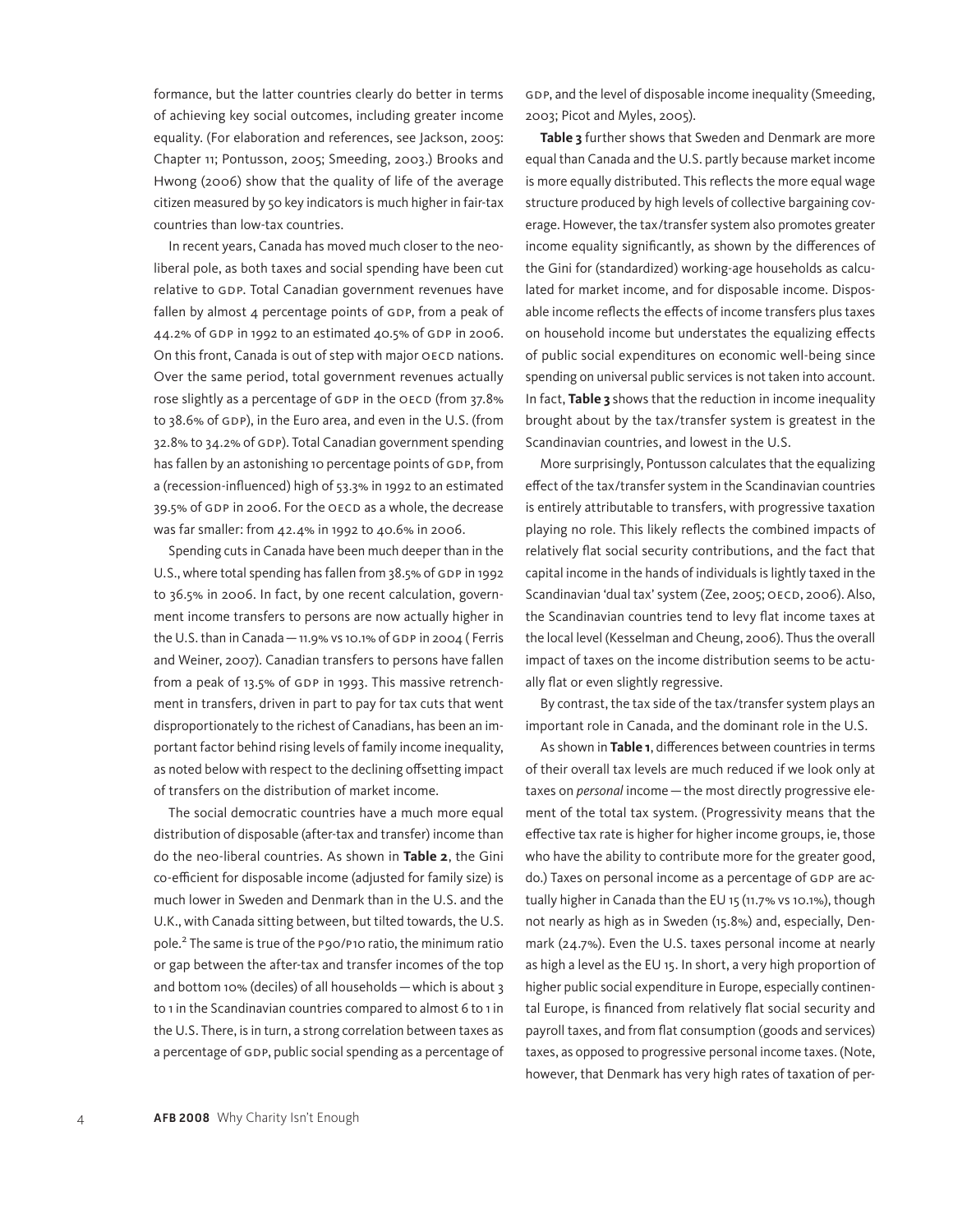formance, but the latter countries clearly do better in terms of achieving key social outcomes, including greater income equality. (For elaboration and references, see Jackson, 2005: Chapter 11; Pontusson, 2005; Smeeding, 2003.) Brooks and Hwong (2006) show that the quality of life of the average citizen measured by 50 key indicators is much higher in fair-tax countries than low-tax countries.

In recent years, Canada has moved much closer to the neo-liberal pole, as both taxes and social spending have been cut relative to GDP. Total Canadian government revenues have fallen by almost 4 percentage points of GDP, from a peak of 44.2% of GDP in 1992 to an estimated 40.5% of GDP in 2006. On this front, Canada is out of step with major OECD nations. Over the same period, total government revenues actually rose slightly as a percentage of GDP in the OECD (from 37.8% to 38.6% of GDP), in the Euro area, and even in the U.S. (from 32.8% to 34.2% of GDP). Total Canadian government spending has fallen by an astonishing 10 percentage points of GDP, from a (recession-influenced) high of 53.3% in 1992 to an estimated 39.5% of GDP in 2006. For the OECD as a whole, the decrease was far smaller: from 42.4% in 1992 to 40.6% in 2006.

Spending cuts in Canada have been much deeper than in the U.S., where total spending has fallen from 38.5% of GDP in 1992 to 36.5% in 2006. In fact, by one recent calculation, government income transfers to persons are now actually higher in the U.S. than in Canada — 11.9% vs 10.1% of GDP in 2004 ( Ferris and Weiner, 2007). Canadian transfers to persons have fallen from a peak of 13.5% of GDP in 1993. This massive retrenchment in transfers, driven in part to pay for tax cuts that went disproportionately to the richest of Canadians, has been an important factor behind rising levels of family income inequality, as noted below with respect to the declining offsetting impact of transfers on the distribution of market income.

The social democratic countries have a much more equal distribution of disposable (after-tax and transfer) income than do the neo-liberal countries. As shown in **Table 2**, the Gini co-efficient for disposable income (adjusted for family size) is much lower in Sweden and Denmark than in the U.S. and the U.K., with Canada sitting between, but tilted towards, the U.S. pole.[2] The same is true of the P90/P10 ratio, the minimum ratio or gap between the after-tax and transfer incomes of the top and bottom 10% (deciles) of all households — which is about 3 to 1 in the Scandinavian countries compared to almost 6 to 1 in the U.S. There, is in turn, a strong correlation between taxes as a percentage of GDP, public social spending as a percentage of GDP, and the level of disposable income inequality (Smeeding, 2003; Picot and Myles, 2005).

**Table 3** further shows that Sweden and Denmark are more equal than Canada and the U.S. partly because market income is more equally distributed. This reflects the more equal wage structure produced by high levels of collective bargaining coverage. However, the tax/transfer system also promotes greater income equality significantly, as shown by the differences of the Gini for (standardized) working-age households as calculated for market income, and for disposable income. Disposable income reflects the effects of income transfers plus taxes on household income but understates the equalizing effects of public social expenditures on economic well-being since spending on universal public services is not taken into account. In fact, **Table 3** shows that the reduction in income inequality brought about by the tax/transfer system is greatest in the Scandinavian countries, and lowest in the U.S.

More surprisingly, Pontusson calculates that the equalizing effect of the tax/transfer system in the Scandinavian countries is entirely attributable to transfers, with progressive taxation playing no role. This likely reflects the combined impacts of relatively flat social security contributions, and the fact that capital income in the hands of individuals is lightly taxed in the Scandinavian 'dual tax' system (Zee, 2005; OECD, 2006). Also, the Scandinavian countries tend to levy flat income taxes at the local level (Kesselman and Cheung, 2006). Thus the overall impact of taxes on the income distribution seems to be actually flat or even slightly regressive.

By contrast, the tax side of the tax/transfer system plays an important role in Canada, and the dominant role in the U.S.

As shown in **Table 1**, differences between countries in terms of their overall tax levels are much reduced if we look only at taxes on *personal* income — the most directly progressive element of the total tax system. (Progressivity means that the effective tax rate is higher for higher income groups, ie, those who have the ability to contribute more for the greater good, do.) Taxes on personal income as a percentage of GDP are actually higher in Canada than the EU 15 (11.7% vs 10.1%), though not nearly as high as in Sweden (15.8%) and, especially, Denmark (24.7%). Even the U.S. taxes personal income at nearly as high a level as the EU 15. In short, a very high proportion of higher public social expenditure in Europe, especially continental Europe, is financed from relatively flat social security and payroll taxes, and from flat consumption (goods and services) taxes, as opposed to progressive personal income taxes. (Note, however, that Denmark has very high rates of taxation of per-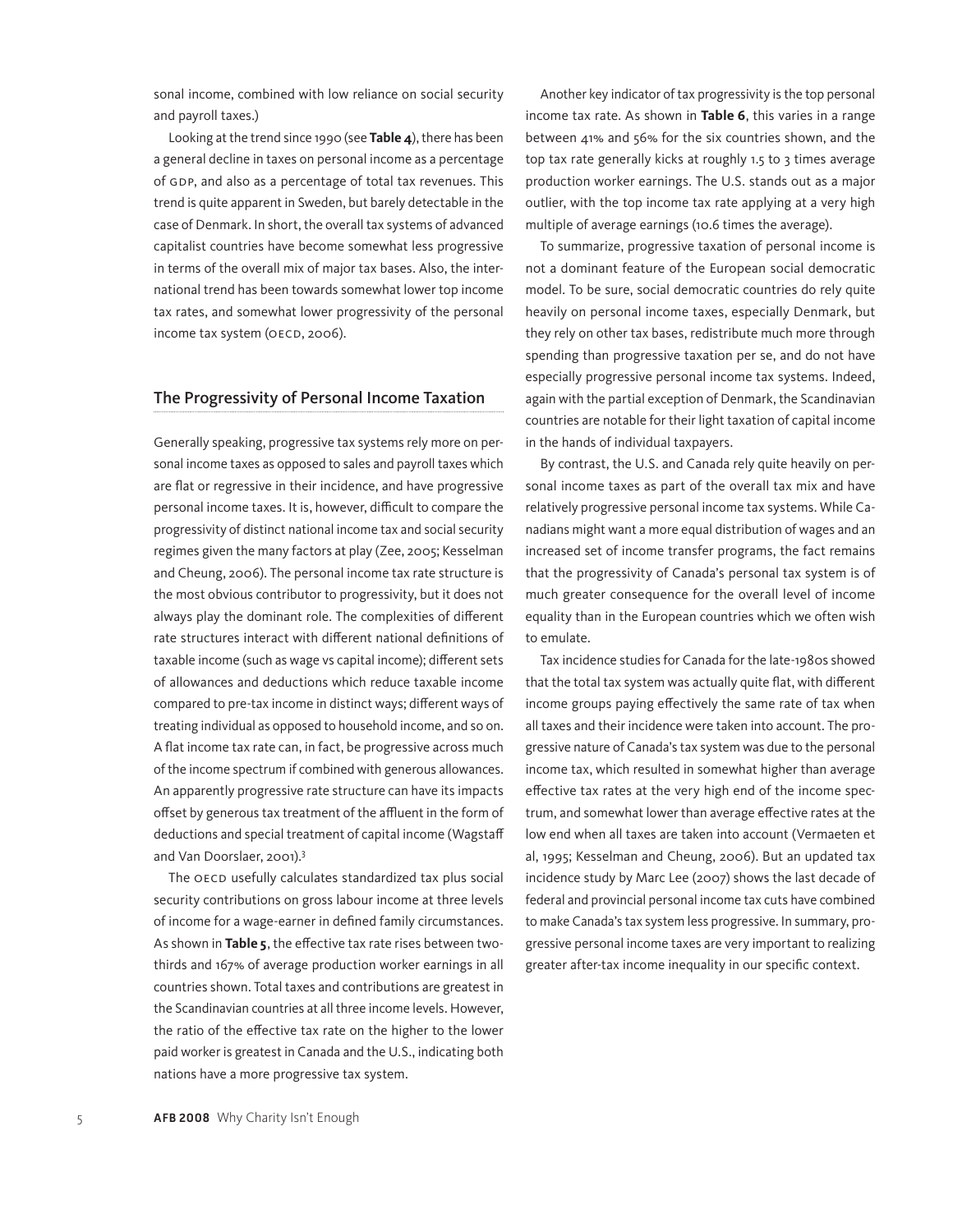sonal income, combined with low reliance on social security and payroll taxes.)

Looking at the trend since 1990 (see **Table 4**), there has been a general decline in taxes on personal income as a percentage of GDP, and also as a percentage of total tax revenues. This trend is quite apparent in Sweden, but barely detectable in the case of Denmark. In short, the overall tax systems of advanced capitalist countries have become somewhat less progressive in terms of the overall mix of major tax bases. Also, the international trend has been towards somewhat lower top income tax rates, and somewhat lower progressivity of the personal income tax system (OECD, 2006).

## The Progressivity of Personal Income Taxation

Generally speaking, progressive tax systems rely more on personal income taxes as opposed to sales and payroll taxes which are flat or regressive in their incidence, and have progressive personal income taxes. It is, however, difficult to compare the progressivity of distinct national income tax and social security regimes given the many factors at play (Zee, 2005; Kesselman and Cheung, 2006). The personal income tax rate structure is the most obvious contributor to progressivity, but it does not always play the dominant role. The complexities of different rate structures interact with different national definitions of taxable income (such as wage vs capital income); different sets of allowances and deductions which reduce taxable income compared to pre-tax income in distinct ways; different ways of treating individual as opposed to household income, and so on. A flat income tax rate can, in fact, be progressive across much of the income spectrum if combined with generous allowances. An apparently progressive rate structure can have its impacts offset by generous tax treatment of the affluent in the form of deductions and special treatment of capital income (Wagstaff and Van Doorslaer, 2001).[3]

The OECD usefully calculates standardized tax plus social security contributions on gross labour income at three levels of income for a wage-earner in defined family circumstances. As shown in **Table 5**, the effective tax rate rises between two-thirds and 167% of average production worker earnings in all countries shown. Total taxes and contributions are greatest in the Scandinavian countries at all three income levels. However, the ratio of the effective tax rate on the higher to the lower paid worker is greatest in Canada and the U.S., indicating both nations have a more progressive tax system.

Another key indicator of tax progressivity is the top personal income tax rate. As shown in **Table 6**, this varies in a range between 41% and 56% for the six countries shown, and the top tax rate generally kicks at roughly 1.5 to 3 times average production worker earnings. The U.S. stands out as a major outlier, with the top income tax rate applying at a very high multiple of average earnings (10.6 times the average).

To summarize, progressive taxation of personal income is not a dominant feature of the European social democratic model. To be sure, social democratic countries do rely quite heavily on personal income taxes, especially Denmark, but they rely on other tax bases, redistribute much more through spending than progressive taxation per se, and do not have especially progressive personal income tax systems. Indeed, again with the partial exception of Denmark, the Scandinavian countries are notable for their light taxation of capital income in the hands of individual taxpayers.

By contrast, the U.S. and Canada rely quite heavily on personal income taxes as part of the overall tax mix and have relatively progressive personal income tax systems. While Canadians might want a more equal distribution of wages and an increased set of income transfer programs, the fact remains that the progressivity of Canada's personal tax system is of much greater consequence for the overall level of income equality than in the European countries which we often wish to emulate.

Tax incidence studies for Canada for the late-1980s showed that the total tax system was actually quite flat, with different income groups paying effectively the same rate of tax when all taxes and their incidence were taken into account. The progressive nature of Canada's tax system was due to the personal income tax, which resulted in somewhat higher than average effective tax rates at the very high end of the income spectrum, and somewhat lower than average effective rates at the low end when all taxes are taken into account (Vermaeten et al, 1995; Kesselman and Cheung, 2006). But an updated tax incidence study by Marc Lee (2007) shows the last decade of federal and provincial personal income tax cuts have combined to make Canada's tax system less progressive. In summary, progressive personal income taxes are very important to realizing greater after-tax income inequality in our specific context.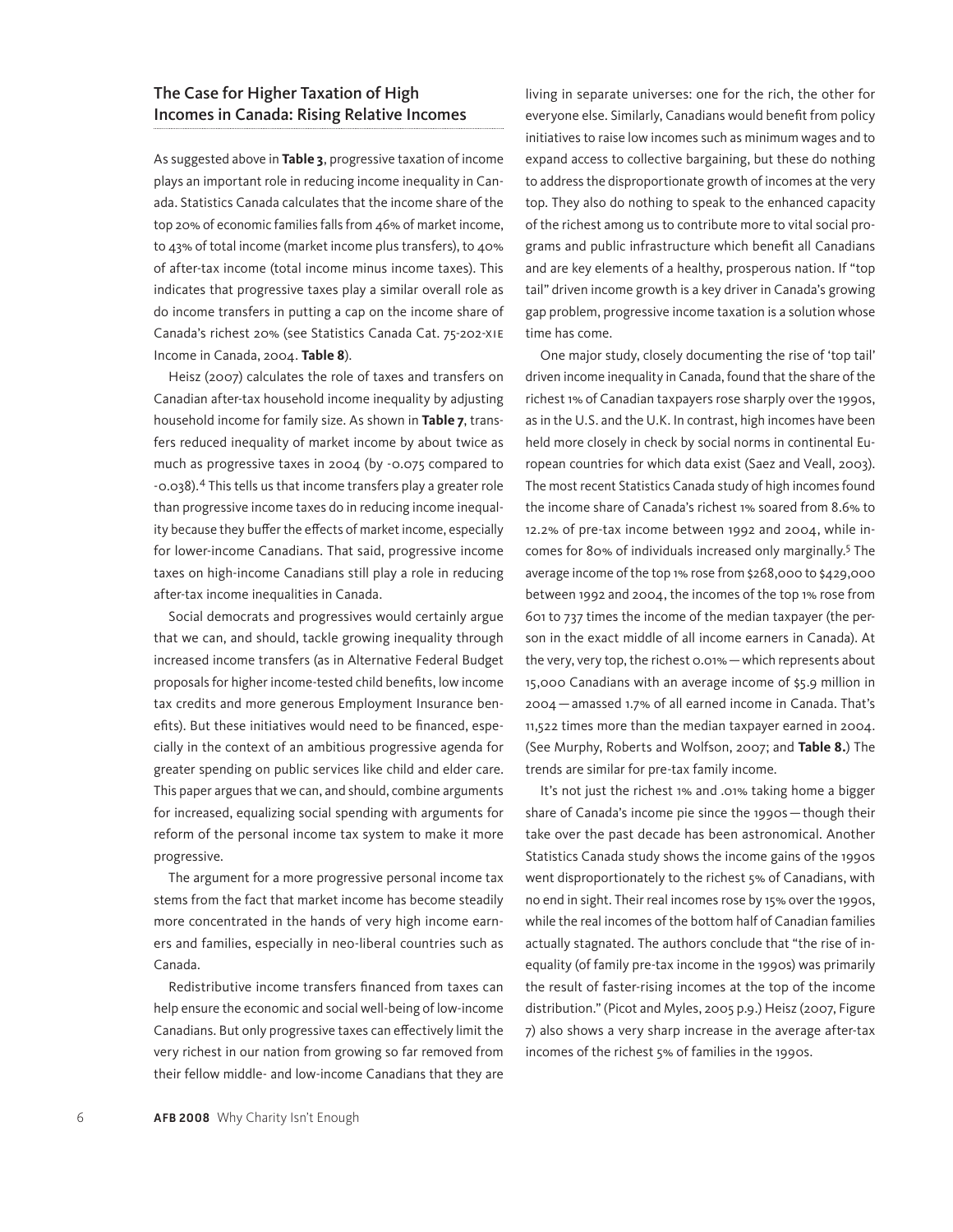## The Case for Higher Taxation of High Incomes in Canada: Rising Relative Incomes

As suggested above in **Table 3**, progressive taxation of income plays an important role in reducing income inequality in Canada. Statistics Canada calculates that the income share of the top 20% of economic families falls from 46% of market income, to 43% of total income (market income plus transfers), to 40% of after-tax income (total income minus income taxes). This indicates that progressive taxes play a similar overall role as do income transfers in putting a cap on the income share of Canada's richest 20% (see Statistics Canada Cat. 75-202-XIE Income in Canada, 2004. **Table 8**).

Heisz (2007) calculates the role of taxes and transfers on Canadian after-tax household income inequality by adjusting household income for family size. As shown in **Table 7**, transfers reduced inequality of market income by about twice as much as progressive taxes in 2004 (by -0.075 compared to -0.038).[4] This tells us that income transfers play a greater role than progressive income taxes do in reducing income inequality because they buffer the effects of market income, especially for lower-income Canadians. That said, progressive income taxes on high-income Canadians still play a role in reducing after-tax income inequalities in Canada.

Social democrats and progressives would certainly argue that we can, and should, tackle growing inequality through increased income transfers (as in Alternative Federal Budget proposals for higher income-tested child benefits, low income tax credits and more generous Employment Insurance benefits). But these initiatives would need to be financed, especially in the context of an ambitious progressive agenda for greater spending on public services like child and elder care. This paper argues that we can, and should, combine arguments for increased, equalizing social spending with arguments for reform of the personal income tax system to make it more progressive.

The argument for a more progressive personal income tax stems from the fact that market income has become steadily more concentrated in the hands of very high income earners and families, especially in neo-liberal countries such as Canada.

Redistributive income transfers financed from taxes can help ensure the economic and social well-being of low-income Canadians. But only progressive taxes can effectively limit the very richest in our nation from growing so far removed from their fellow middle- and low-income Canadians that they are living in separate universes: one for the rich, the other for everyone else. Similarly, Canadians would benefit from policy initiatives to raise low incomes such as minimum wages and to expand access to collective bargaining, but these do nothing to address the disproportionate growth of incomes at the very top. They also do nothing to speak to the enhanced capacity of the richest among us to contribute more to vital social programs and public infrastructure which benefit all Canadians and are key elements of a healthy, prosperous nation. If "top tail" driven income growth is a key driver in Canada's growing gap problem, progressive income taxation is a solution whose time has come.

One major study, closely documenting the rise of 'top tail' driven income inequality in Canada, found that the share of the richest 1% of Canadian taxpayers rose sharply over the 1990s, as in the U.S. and the U.K. In contrast, high incomes have been held more closely in check by social norms in continental European countries for which data exist (Saez and Veall, 2003). The most recent Statistics Canada study of high incomes found the income share of Canada's richest 1% soared from 8.6% to 12.2% of pre-tax income between 1992 and 2004, while incomes for 80% of individuals increased only marginally.[5] The average income of the top 1% rose from $268,000 to $429,000 between 1992 and 2004, the incomes of the top 1% rose from 601 to 737 times the income of the median taxpayer (the person in the exact middle of all income earners in Canada). At the very, very top, the richest 0.01% — which represents about 15,000 Canadians with an average income of $5.9 million in 2004 — amassed 1.7% of all earned income in Canada. That's 11,522 times more than the median taxpayer earned in 2004. (See Murphy, Roberts and Wolfson, 2007; and **Table 8.**) The trends are similar for pre-tax family income.

It's not just the richest 1% and .01% taking home a bigger share of Canada's income pie since the 1990s — though their take over the past decade has been astronomical. Another Statistics Canada study shows the income gains of the 1990s went disproportionately to the richest 5% of Canadians, with no end in sight. Their real incomes rose by 15% over the 1990s, while the real incomes of the bottom half of Canadian families actually stagnated. The authors conclude that "the rise of inequality (of family pre-tax income in the 1990s) was primarily the result of faster-rising incomes at the top of the income distribution." (Picot and Myles, 2005 p.9.) Heisz (2007, Figure 7) also shows a very sharp increase in the average after-tax incomes of the richest 5% of families in the 1990s.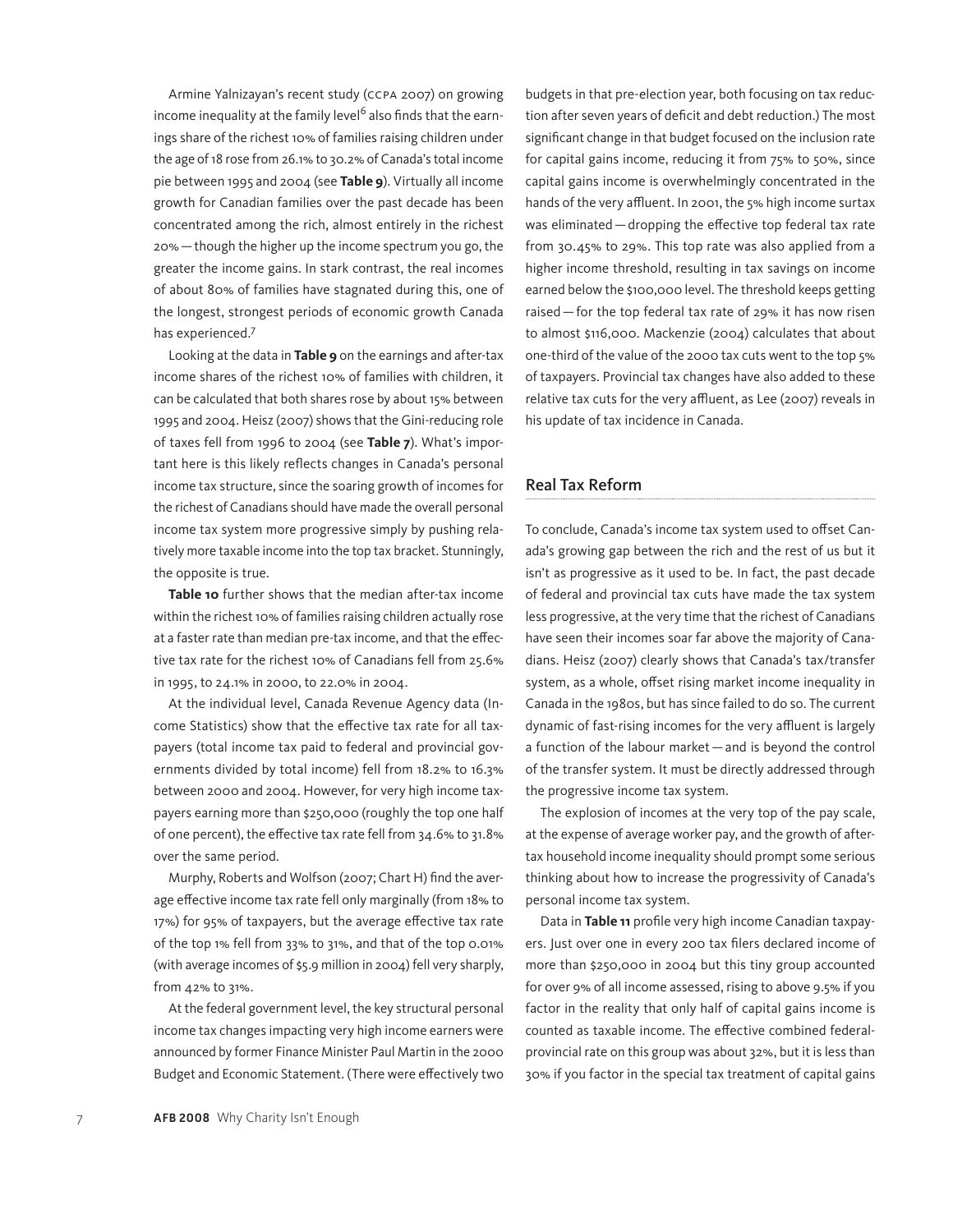Armine Yalnizayan's recent study (CCPA 2007) on growing income inequality at the family level[6] also finds that the earnings share of the richest 10% of families raising children under the age of 18 rose from 26.1% to 30.2% of Canada's total income pie between 1995 and 2004 (see **Table 9**). Virtually all income growth for Canadian families over the past decade has been concentrated among the rich, almost entirely in the richest 20% — though the higher up the income spectrum you go, the greater the income gains. In stark contrast, the real incomes of about 80% of families have stagnated during this, one of the longest, strongest periods of economic growth Canada has experienced.[7]

Looking at the data in **Table 9** on the earnings and after-tax income shares of the richest 10% of families with children, it can be calculated that both shares rose by about 15% between 1995 and 2004. Heisz (2007) shows that the Gini-reducing role of taxes fell from 1996 to 2004 (see **Table 7**). What's important here is this likely reflects changes in Canada's personal income tax structure, since the soaring growth of incomes for the richest of Canadians should have made the overall personal income tax system more progressive simply by pushing relatively more taxable income into the top tax bracket. Stunningly, the opposite is true.

**Table 10** further shows that the median after-tax income within the richest 10% of families raising children actually rose at a faster rate than median pre-tax income, and that the effective tax rate for the richest 10% of Canadians fell from 25.6% in 1995, to 24.1% in 2000, to 22.0% in 2004.

At the individual level, Canada Revenue Agency data (Income Statistics) show that the effective tax rate for all taxpayers (total income tax paid to federal and provincial governments divided by total income) fell from 18.2% to 16.3% between 2000 and 2004. However, for very high income taxpayers earning more than $250,000 (roughly the top one half of one percent), the effective tax rate fell from 34.6% to 31.8% over the same period.

Murphy, Roberts and Wolfson (2007; Chart H) find the average effective income tax rate fell only marginally (from 18% to 17%) for 95% of taxpayers, but the average effective tax rate of the top 1% fell from 33% to 31%, and that of the top 0.01% (with average incomes of $5.9 million in 2004) fell very sharply, from 42% to 31%.

At the federal government level, the key structural personal income tax changes impacting very high income earners were announced by former Finance Minister Paul Martin in the 2000 Budget and Economic Statement. (There were effectively two budgets in that pre-election year, both focusing on tax reduction after seven years of deficit and debt reduction.) The most significant change in that budget focused on the inclusion rate for capital gains income, reducing it from 75% to 50%, since capital gains income is overwhelmingly concentrated in the hands of the very affluent. In 2001, the 5% high income surtax was eliminated — dropping the effective top federal tax rate from 30.45% to 29%. This top rate was also applied from a higher income threshold, resulting in tax savings on income earned below the $100,000 level. The threshold keeps getting raised — for the top federal tax rate of 29% it has now risen to almost $116,000. Mackenzie (2004) calculates that about one-third of the value of the 2000 tax cuts went to the top 5% of taxpayers. Provincial tax changes have also added to these relative tax cuts for the very affluent, as Lee (2007) reveals in his update of tax incidence in Canada.

## Real Tax Reform

To conclude, Canada's income tax system used to offset Canada's growing gap between the rich and the rest of us but it isn't as progressive as it used to be. In fact, the past decade of federal and provincial tax cuts have made the tax system less progressive, at the very time that the richest of Canadians have seen their incomes soar far above the majority of Canadians. Heisz (2007) clearly shows that Canada's tax/transfer system, as a whole, offset rising market income inequality in Canada in the 1980s, but has since failed to do so. The current dynamic of fast-rising incomes for the very affluent is largely a function of the labour market — and is beyond the control of the transfer system. It must be directly addressed through the progressive income tax system.

The explosion of incomes at the very top of the pay scale, at the expense of average worker pay, and the growth of after-tax household income inequality should prompt some serious thinking about how to increase the progressivity of Canada's personal income tax system.

Data in **Table 11** profile very high income Canadian taxpayers. Just over one in every 200 tax filers declared income of more than $250,000 in 2004 but this tiny group accounted for over 9% of all income assessed, rising to above 9.5% if you factor in the reality that only half of capital gains income is counted as taxable income. The effective combined federal-provincial rate on this group was about 32%, but it is less than 30% if you factor in the special tax treatment of capital gains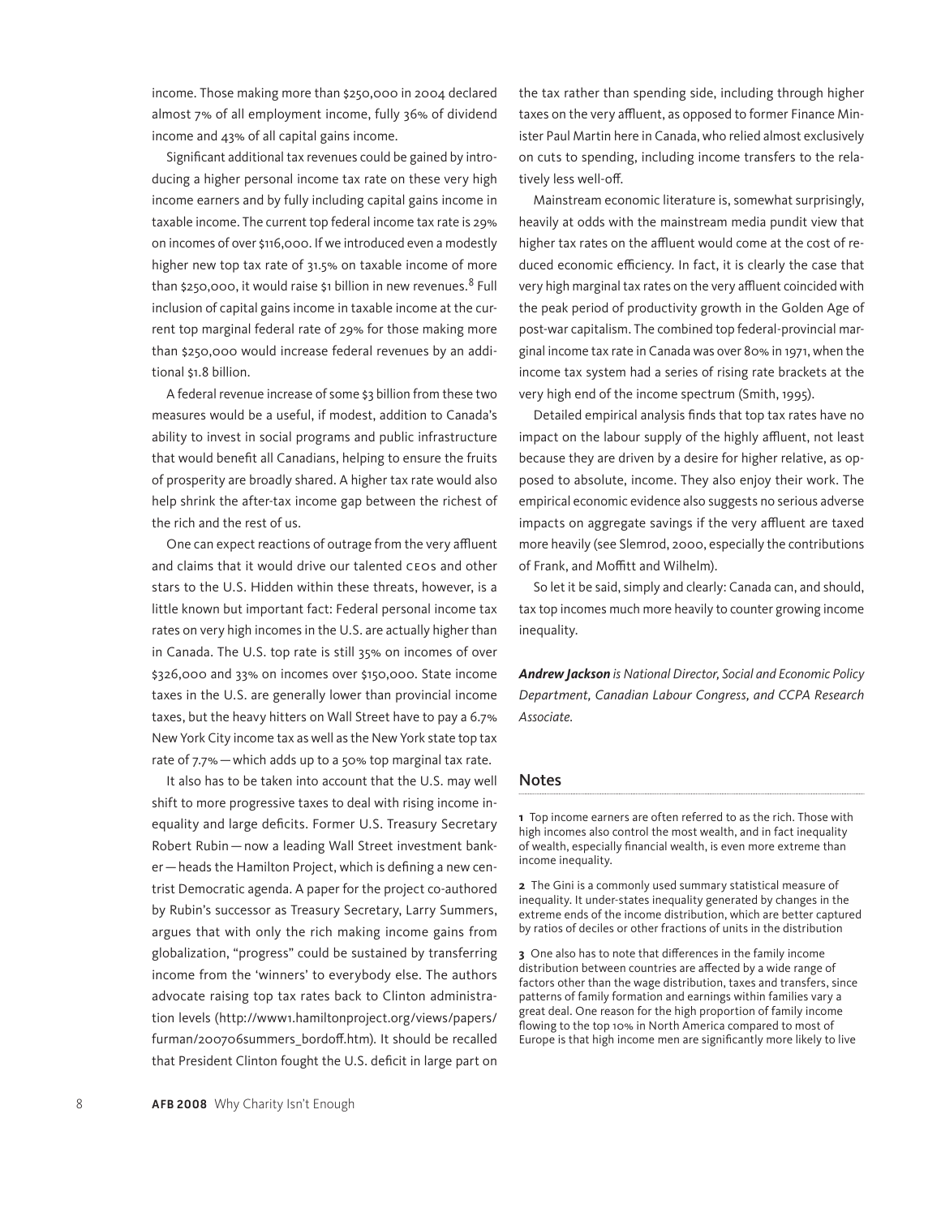income. Those making more than $250,000 in 2004 declared almost 7% of all employment income, fully 36% of dividend income and 43% of all capital gains income.

Significant additional tax revenues could be gained by introducing a higher personal income tax rate on these very high income earners and by fully including capital gains income in taxable income. The current top federal income tax rate is 29% on incomes of over $116,000. If we introduced even a modestly higher new top tax rate of 31.5% on taxable income of more than $250,000, it would raise $1 billion in new revenues.[8] Full inclusion of capital gains income in taxable income at the current top marginal federal rate of 29% for those making more than $250,000 would increase federal revenues by an additional $1.8 billion.

A federal revenue increase of some $3 billion from these two measures would be a useful, if modest, addition to Canada's ability to invest in social programs and public infrastructure that would benefit all Canadians, helping to ensure the fruits of prosperity are broadly shared. A higher tax rate would also help shrink the after-tax income gap between the richest of the rich and the rest of us.

One can expect reactions of outrage from the very affluent and claims that it would drive our talented CEOs and other stars to the U.S. Hidden within these threats, however, is a little known but important fact: Federal personal income tax rates on very high incomes in the U.S. are actually higher than in Canada. The U.S. top rate is still 35% on incomes of over $326,000 and 33% on incomes over $150,000. State income taxes in the U.S. are generally lower than provincial income taxes, but the heavy hitters on Wall Street have to pay a 6.7% New York City income tax as well as the New York state top tax rate of 7.7% — which adds up to a 50% top marginal tax rate.

It also has to be taken into account that the U.S. may well shift to more progressive taxes to deal with rising income inequality and large deficits. Former U.S. Treasury Secretary Robert Rubin — now a leading Wall Street investment banker — heads the Hamilton Project, which is defining a new centrist Democratic agenda. A paper for the project co-authored by Rubin's successor as Treasury Secretary, Larry Summers, argues that with only the rich making income gains from globalization, "progress" could be sustained by transferring income from the 'winners' to everybody else. The authors advocate raising top tax rates back to Clinton administration levels (http://www1.hamiltonproject.org/views/papers/furman/200706summers_bordoff.htm). It should be recalled that President Clinton fought the U.S. deficit in large part on the tax rather than spending side, including through higher taxes on the very affluent, as opposed to former Finance Minister Paul Martin here in Canada, who relied almost exclusively on cuts to spending, including income transfers to the relatively less well-off.

Mainstream economic literature is, somewhat surprisingly, heavily at odds with the mainstream media pundit view that higher tax rates on the affluent would come at the cost of reduced economic efficiency. In fact, it is clearly the case that very high marginal tax rates on the very affluent coincided with the peak period of productivity growth in the Golden Age of post-war capitalism. The combined top federal-provincial marginal income tax rate in Canada was over 80% in 1971, when the income tax system had a series of rising rate brackets at the very high end of the income spectrum (Smith, 1995).

Detailed empirical analysis finds that top tax rates have no impact on the labour supply of the highly affluent, not least because they are driven by a desire for higher relative, as opposed to absolute, income. They also enjoy their work. The empirical economic evidence also suggests no serious adverse impacts on aggregate savings if the very affluent are taxed more heavily (see Slemrod, 2000, especially the contributions of Frank, and Moffitt and Wilhelm).

So let it be said, simply and clearly: Canada can, and should, tax top incomes much more heavily to counter growing income inequality.

***Andrew Jackson** is National Director, Social and Economic Policy Department, Canadian Labour Congress, and CCPA Research Associate.*

## Notes

**1** Top income earners are often referred to as the rich. Those with high incomes also control the most wealth, and in fact inequality of wealth, especially financial wealth, is even more extreme than income inequality.

**2** The Gini is a commonly used summary statistical measure of inequality. It under-states inequality generated by changes in the extreme ends of the income distribution, which are better captured by ratios of deciles or other fractions of units in the distribution

**3** One also has to note that differences in the family income distribution between countries are affected by a wide range of factors other than the wage distribution, taxes and transfers, since patterns of family formation and earnings within families vary a great deal. One reason for the high proportion of family income flowing to the top 10% in North America compared to most of Europe is that high income men are significantly more likely to live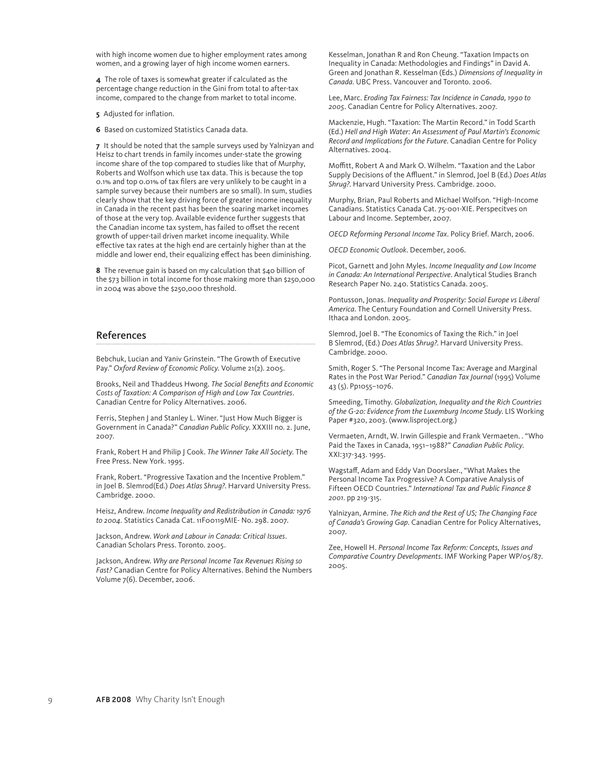with high income women due to higher employment rates among women, and a growing layer of high income women earners.

**4** The role of taxes is somewhat greater if calculated as the percentage change reduction in the Gini from total to after-tax income, compared to the change from market to total income.

**5** Adjusted for inflation.

**6** Based on customized Statistics Canada data.

**7** It should be noted that the sample surveys used by Yalnizyan and Heisz to chart trends in family incomes under-state the growing income share of the top compared to studies like that of Murphy, Roberts and Wolfson which use tax data. This is because the top 0.1% and top 0.01% of tax filers are very unlikely to be caught in a sample survey because their numbers are so small). In sum, studies clearly show that the key driving force of greater income inequality in Canada in the recent past has been the soaring market incomes of those at the very top. Available evidence further suggests that the Canadian income tax system, has failed to offset the recent growth of upper-tail driven market income inequality. While effective tax rates at the high end are certainly higher than at the middle and lower end, their equalizing effect has been diminishing.

**8** The revenue gain is based on my calculation that $40 billion of the $73 billion in total income for those making more than $250,000 in 2004 was above the $250,000 threshold.

## References

Bebchuk, Lucian and Yaniv Grinstein. "The Growth of Executive Pay." *Oxford Review of Economic Policy*. Volume 21(2). 2005.

Brooks, Neil and Thaddeus Hwong. *The Social Benefits and Economic Costs of Taxation: A Comparison of High and Low Tax Countries*. Canadian Centre for Policy Alternatives. 2006.

Ferris, Stephen J and Stanley L. Winer. "Just How Much Bigger is Government in Canada?" *Canadian Public Policy*. XXXIII no. 2. June, 2007.

Frank, Robert H and Philip J Cook. *The Winner Take All Society*. The Free Press. New York. 1995.

Frank, Robert. "Progressive Taxation and the Incentive Problem." in Joel B. Slemrod(Ed.) *Does Atlas Shrug?*. Harvard University Press. Cambridge. 2000.

Heisz, Andrew. *Income Inequality and Redistribution in Canada: 1976 to 2004*. Statistics Canada Cat. 11F0019MIE- No. 298. 2007.

Jackson, Andrew. *Work and Labour in Canada: Critical Issues*. Canadian Scholars Press. Toronto. 2005.

Jackson, Andrew. *Why are Personal Income Tax Revenues Rising so Fast?* Canadian Centre for Policy Alternatives. Behind the Numbers Volume 7(6). December, 2006.

Kesselman, Jonathan R and Ron Cheung. "Taxation Impacts on Inequality in Canada: Methodologies and Findings" in David A. Green and Jonathan R. Kesselman (Eds.) *Dimensions of Inequality in Canada*. UBC Press. Vancouver and Toronto. 2006.

Lee, Marc. *Eroding Tax Fairness: Tax Incidence in Canada, 1990 to 2005*. Canadian Centre for Policy Alternatives. 2007.

Mackenzie, Hugh. "Taxation: The Martin Record." in Todd Scarth (Ed.) *Hell and High Water: An Assessment of Paul Martin's Economic Record and Implications for the Future*. Canadian Centre for Policy Alternatives. 2004.

Moffitt, Robert A and Mark O. Wilhelm. "Taxation and the Labor Supply Decisions of the Affluent." in Slemrod, Joel B (Ed.) *Does Atlas Shrug?*. Harvard University Press. Cambridge. 2000.

Murphy, Brian, Paul Roberts and Michael Wolfson. "High-Income Canadians. Statistics Canada Cat. 75-001-XIE. Perspecitves on Labour and Income. September, 2007.

*OECD Reforming Personal Income Tax*. Policy Brief. March, 2006.

*OECD Economic Outlook*. December, 2006.

Picot, Garnett and John Myles. *Income Inequality and Low Income in Canada: An International Perspective*. Analytical Studies Branch Research Paper No. 240. Statistics Canada. 2005.

Pontusson, Jonas. *Inequality and Prosperity: Social Europe vs Liberal America*. The Century Foundation and Cornell University Press. Ithaca and London. 2005.

Slemrod, Joel B. "The Economics of Taxing the Rich." in Joel B Slemrod, (Ed.) *Does Atlas Shrug?*. Harvard University Press. Cambridge. 2000.

Smith, Roger S. "The Personal Income Tax: Average and Marginal Rates in the Post War Period." *Canadian Tax Journal* (1995) Volume 43 (5). Pp1055–1076.

Smeeding, Timothy. *Globalization, Inequality and the Rich Countries of the G-20: Evidence from the Luxemburg Income Study*. LIS Working Paper #320, 2003. (www.lisproject.org.)

Vermaeten, Arndt, W. Irwin Gillespie and Frank Vermaeten. . "Who Paid the Taxes in Canada, 1951–1988?" *Canadian Public Policy*. XXI:317-343. 1995.

Wagstaff, Adam and Eddy Van Doorslaer., "What Makes the Personal Income Tax Progressive? A Comparative Analysis of Fifteen OECD Countries." *International Tax and Public Finance 8 2001*. pp 219-315.

Yalnizyan, Armine. *The Rich and the Rest of US; The Changing Face of Canada's Growing Gap*. Canadian Centre for Policy Alternatives, 2007.

Zee, Howell H. *Personal Income Tax Reform: Concepts, Issues and Comparative Country Developments*. IMF Working Paper WP/05/87. 2005.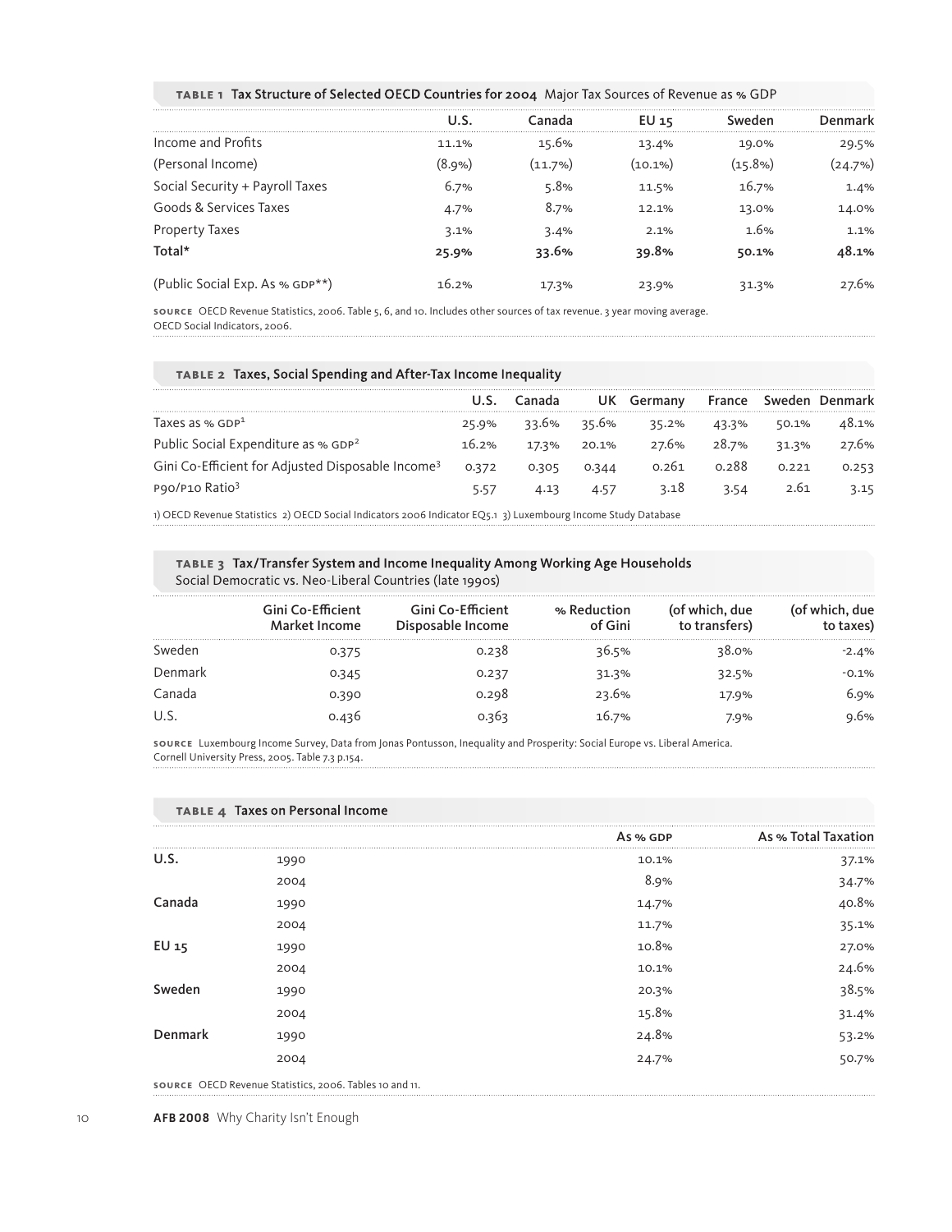**TABLE 1 Tax Structure of Selected OECD Countries for 2004** Major Tax Sources of Revenue as % GDP

| | U.S. | Canada | EU 15 | Sweden | Denmark |
|---|---|---|---|---|---|
| Income and Profits | 11.1% | 15.6% | 13.4% | 19.0% | 29.5% |
| (Personal Income) | (8.9%) | (11.7%) | (10.1%) | (15.8%) | (24.7%) |
| Social Security + Payroll Taxes | 6.7% | 5.8% | 11.5% | 16.7% | 1.4% |
| Goods & Services Taxes | 4.7% | 8.7% | 12.1% | 13.0% | 14.0% |
| Property Taxes | 3.1% | 3.4% | 2.1% | 1.6% | 1.1% |
| **Total*** | **25.9%** | **33.6%** | **39.8%** | **50.1%** | **48.1%** |
| (Public Social Exp. As % GDP**) | 16.2% | 17.3% | 23.9% | 31.3% | 27.6% |

SOURCE OECD Revenue Statistics, 2006. Table 5, 6, and 10. Includes other sources of tax revenue. 3 year moving average. OECD Social Indicators, 2006.

**TABLE 2 Taxes, Social Spending and After-Tax Income Inequality**

| | U.S. | Canada | UK | Germany | France | Sweden | Denmark |
|---|---|---|---|---|---|---|---|
| Taxes as % GDP[1] | 25.9% | 33.6% | 35.6% | 35.2% | 43.3% | 50.1% | 48.1% |
| Public Social Expenditure as % GDP[2] | 16.2% | 17.3% | 20.1% | 27.6% | 28.7% | 31.3% | 27.6% |
| Gini Co-Efficient for Adjusted Disposable Income[3] | 0.372 | 0.305 | 0.344 | 0.261 | 0.288 | 0.221 | 0.253 |
| P90/P10 Ratio[3] | 5.57 | 4.13 | 4.57 | 3.18 | 3.54 | 2.61 | 3.15 |

1) OECD Revenue Statistics 2) OECD Social Indicators 2006 Indicator EQ5.1 3) Luxembourg Income Study Database

**TABLE 3 Tax/Transfer System and Income Inequality Among Working Age Households**
Social Democratic vs. Neo-Liberal Countries (late 1990s)

| | Gini Co-Efficient Market Income | Gini Co-Efficient Disposable Income | % Reduction of Gini | (of which, due to transfers) | (of which, due to taxes) |
|---|---|---|---|---|---|
| Sweden | 0.375 | 0.238 | 36.5% | 38.0% | -2.4% |
| Denmark | 0.345 | 0.237 | 31.3% | 32.5% | -0.1% |
| Canada | 0.390 | 0.298 | 23.6% | 17.9% | 6.9% |
| U.S. | 0.436 | 0.363 | 16.7% | 7.9% | 9.6% |

SOURCE Luxembourg Income Survey, Data from Jonas Pontusson, Inequality and Prosperity: Social Europe vs. Liberal America. Cornell University Press, 2005. Table 7.3 p.154.

**TABLE 4 Taxes on Personal Income**

| | | As % GDP | As % Total Taxation |
|---|---|---|---|
| **U.S.** | 1990 | 10.1% | 37.1% |
| | 2004 | 8.9% | 34.7% |
| **Canada** | 1990 | 14.7% | 40.8% |
| | 2004 | 11.7% | 35.1% |
| **EU 15** | 1990 | 10.8% | 27.0% |
| | 2004 | 10.1% | 24.6% |
| **Sweden** | 1990 | 20.3% | 38.5% |
| | 2004 | 15.8% | 31.4% |
| **Denmark** | 1990 | 24.8% | 53.2% |
| | 2004 | 24.7% | 50.7% |

SOURCE OECD Revenue Statistics, 2006. Tables 10 and 11.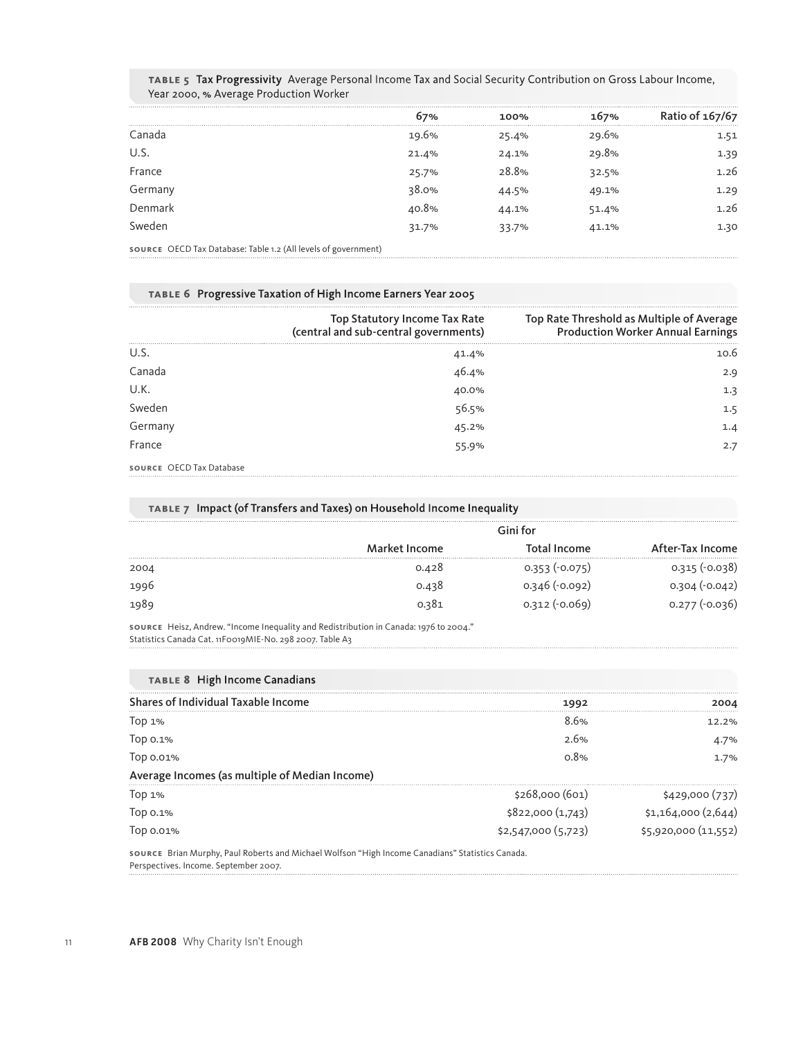**TABLE 5 Tax Progressivity** Average Personal Income Tax and Social Security Contribution on Gross Labour Income, Year 2000, % Average Production Worker

| | 67% | 100% | 167% | Ratio of 167/67 |
|---|---|---|---|---|
| Canada | 19.6% | 25.4% | 29.6% | 1.51 |
| U.S. | 21.4% | 24.1% | 29.8% | 1.39 |
| France | 25.7% | 28.8% | 32.5% | 1.26 |
| Germany | 38.0% | 44.5% | 49.1% | 1.29 |
| Denmark | 40.8% | 44.1% | 51.4% | 1.26 |
| Sweden | 31.7% | 33.7% | 41.1% | 1.30 |

**SOURCE** OECD Tax Database: Table 1.2 (All levels of government)

**TABLE 6 Progressive Taxation of High Income Earners Year 2005**

| | Top Statutory Income Tax Rate (central and sub-central governments) | Top Rate Threshold as Multiple of Average Production Worker Annual Earnings |
|---|---|---|
| U.S. | 41.4% | 10.6 |
| Canada | 46.4% | 2.9 |
| U.K. | 40.0% | 1.3 |
| Sweden | 56.5% | 1.5 |
| Germany | 45.2% | 1.4 |
| France | 55.9% | 2.7 |

**SOURCE** OECD Tax Database

**TABLE 7 Impact (of Transfers and Taxes) on Household Income Inequality**

| | Gini for | | |
|---|---|---|---|
| | Market Income | Total Income | After-Tax Income |
| 2004 | 0.428 | 0.353 (-0.075) | 0.315 (-0.038) |
| 1996 | 0.438 | 0.346 (-0.092) | 0.304 (-0.042) |
| 1989 | 0.381 | 0.312 (-0.069) | 0.277 (-0.036) |

**SOURCE** Heisz, Andrew. "Income Inequality and Redistribution in Canada: 1976 to 2004." Statistics Canada Cat. 11F0019MIE-No. 298 2007. Table A3

**TABLE 8 High Income Canadians**

| Shares of Individual Taxable Income | 1992 | 2004 |
|---|---|---|
| Top 1% | 8.6% | 12.2% |
| Top 0.1% | 2.6% | 4.7% |
| Top 0.01% | 0.8% | 1.7% |
| **Average Incomes (as multiple of Median Income)** | | |
| Top 1% | $268,000 (601) | $429,000 (737) |
| Top 0.1% | $822,000 (1,743) | $1,164,000 (2,644) |
| Top 0.01% | $2,547,000 (5,723) | $5,920,000 (11,552) |

**SOURCE** Brian Murphy, Paul Roberts and Michael Wolfson "High Income Canadians" Statistics Canada. Perspectives. Income. September 2007.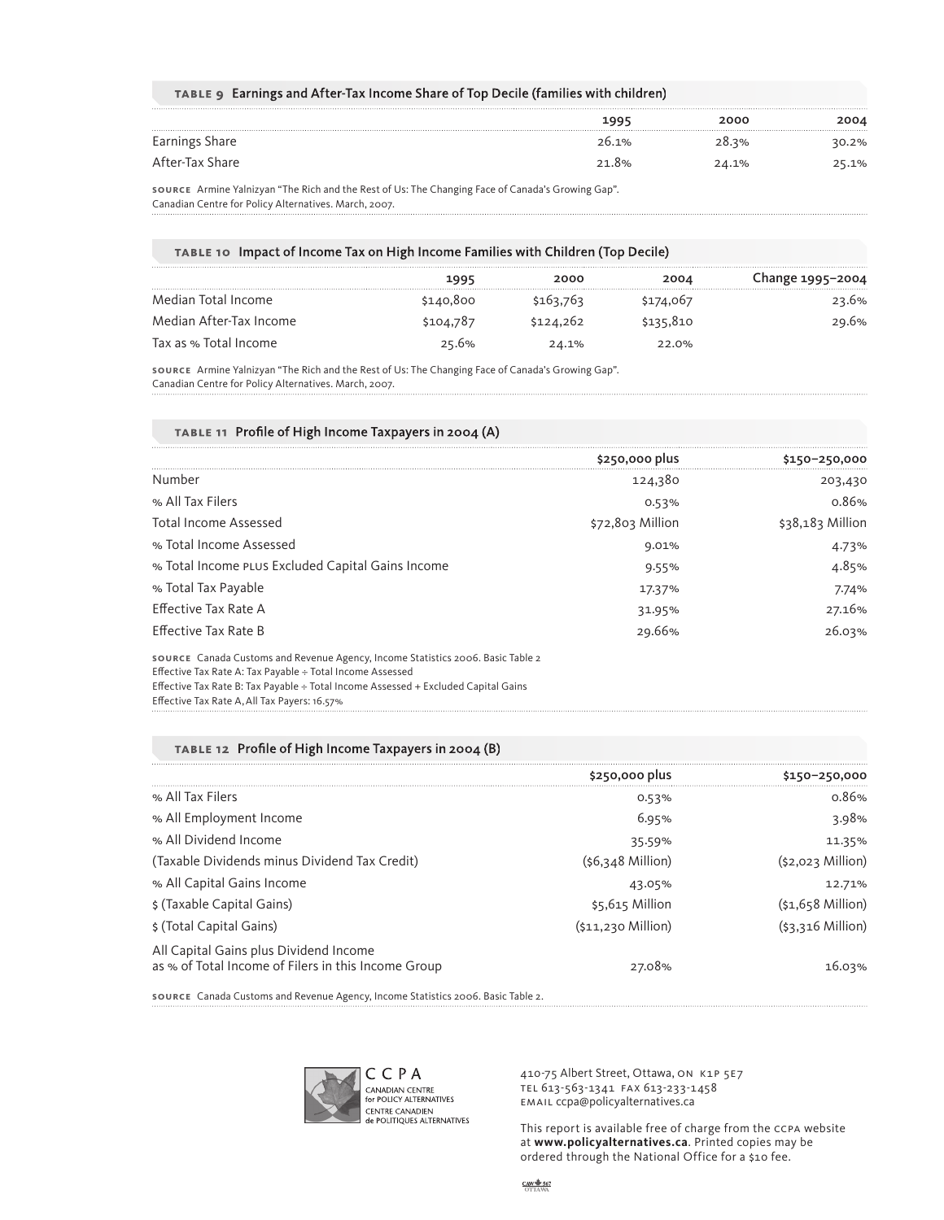**TABLE 9** Earnings and After-Tax Income Share of Top Decile (families with children)

| | 1995 | 2000 | 2004 |
|---|---|---|---|
| Earnings Share | 26.1% | 28.3% | 30.2% |
| After-Tax Share | 21.8% | 24.1% | 25.1% |

**SOURCE** Armine Yalnizyan "The Rich and the Rest of Us: The Changing Face of Canada's Growing Gap". Canadian Centre for Policy Alternatives. March, 2007.

**TABLE 10** Impact of Income Tax on High Income Families with Children (Top Decile)

| | 1995 | 2000 | 2004 | Change 1995–2004 |
|---|---|---|---|---|
| Median Total Income | $140,800 | $163,763 | $174,067 | 23.6% |
| Median After-Tax Income | $104,787 | $124,262 | $135,810 | 29.6% |
| Tax as % Total Income | 25.6% | 24.1% | 22.0% | |

**SOURCE** Armine Yalnizyan "The Rich and the Rest of Us: The Changing Face of Canada's Growing Gap". Canadian Centre for Policy Alternatives. March, 2007.

**TABLE 11** Profile of High Income Taxpayers in 2004 (A)

| | $250,000 plus | $150–250,000 |
|---|---|---|
| Number | 124,380 | 203,430 |
| % All Tax Filers | 0.53% | 0.86% |
| Total Income Assessed | $72,803 Million | $38,183 Million |
| % Total Income Assessed | 9.01% | 4.73% |
| % Total Income PLUS Excluded Capital Gains Income | 9.55% | 4.85% |
| % Total Tax Payable | 17.37% | 7.74% |
| Effective Tax Rate A | 31.95% | 27.16% |
| Effective Tax Rate B | 29.66% | 26.03% |

**SOURCE** Canada Customs and Revenue Agency, Income Statistics 2006. Basic Table 2
Effective Tax Rate A: Tax Payable ÷ Total Income Assessed
Effective Tax Rate B: Tax Payable ÷ Total Income Assessed + Excluded Capital Gains
Effective Tax Rate A, All Tax Payers: 16.57%

**TABLE 12** Profile of High Income Taxpayers in 2004 (B)

| | $250,000 plus | $150–250,000 |
|---|---|---|
| % All Tax Filers | 0.53% | 0.86% |
| % All Employment Income | 6.95% | 3.98% |
| % All Dividend Income | 35.59% | 11.35% |
| (Taxable Dividends minus Dividend Tax Credit) | ($6,348 Million) | ($2,023 Million) |
| % All Capital Gains Income | 43.05% | 12.71% |
| $ (Taxable Capital Gains) | $5,615 Million | ($1,658 Million) |
| $ (Total Capital Gains) | ($11,230 Million) | ($3,316 Million) |
| All Capital Gains plus Dividend Income as % of Total Income of Filers in this Income Group | 27.08% | 16.03% |

**SOURCE** Canada Customs and Revenue Agency, Income Statistics 2006. Basic Table 2.

CCPA
CANADIAN CENTRE for POLICY ALTERNATIVES
CENTRE CANADIEN de POLITIQUES ALTERNATIVES

410-75 Albert Street, Ottawa, ON K1P 5E7
TEL 613-563-1341 FAX 613-233-1458
EMAIL ccpa@policyalternatives.ca

This report is available free of charge from the CCPA website at **www.policyalternatives.ca**. Printed copies may be ordered through the National Office for a $10 fee.